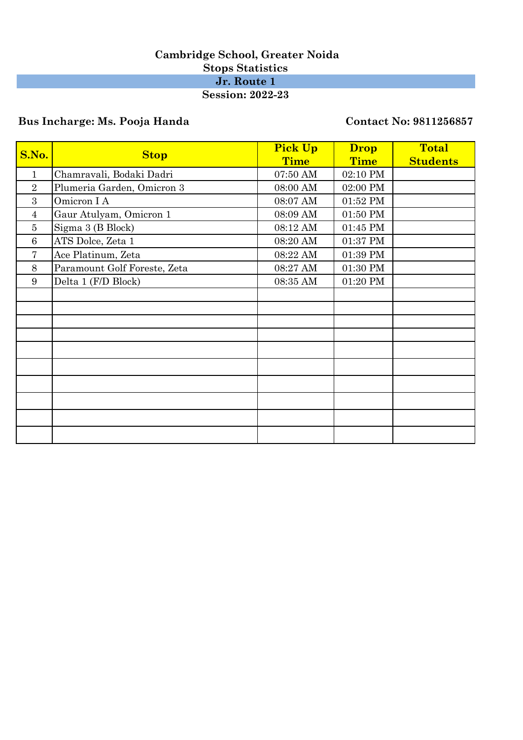# Cambridge School, Greater Noida

## Stops Statistics

### Jr. Route 1

**Session: 2022-23**

**Bus Incharge: Ms. Pooja Handa** **Contact No: 9811256857**

| S.No. | Stop | Pick Up Time | Drop Time | Total Students |
|---|---|---|---|---|
| 1 | Chamravali, Bodaki Dadri | 07:50 AM | 02:10 PM | |
| 2 | Plumeria Garden, Omicron 3 | 08:00 AM | 02:00 PM | |
| 3 | Omicron I A | 08:07 AM | 01:52 PM | |
| 4 | Gaur Atulyam, Omicron 1 | 08:09 AM | 01:50 PM | |
| 5 | Sigma 3 (B Block) | 08:12 AM | 01:45 PM | |
| 6 | ATS Dolce, Zeta 1 | 08:20 AM | 01:37 PM | |
| 7 | Ace Platinum, Zeta | 08:22 AM | 01:39 PM | |
| 8 | Paramount Golf Foreste, Zeta | 08:27 AM | 01:30 PM | |
| 9 | Delta 1 (F/D Block) | 08:35 AM | 01:20 PM | |
| | | | | |
| | | | | |
| | | | | |
| | | | | |
| | | | | |
| | | | | |
| | | | | |
| | | | | |
| | | | | |
| | | | | |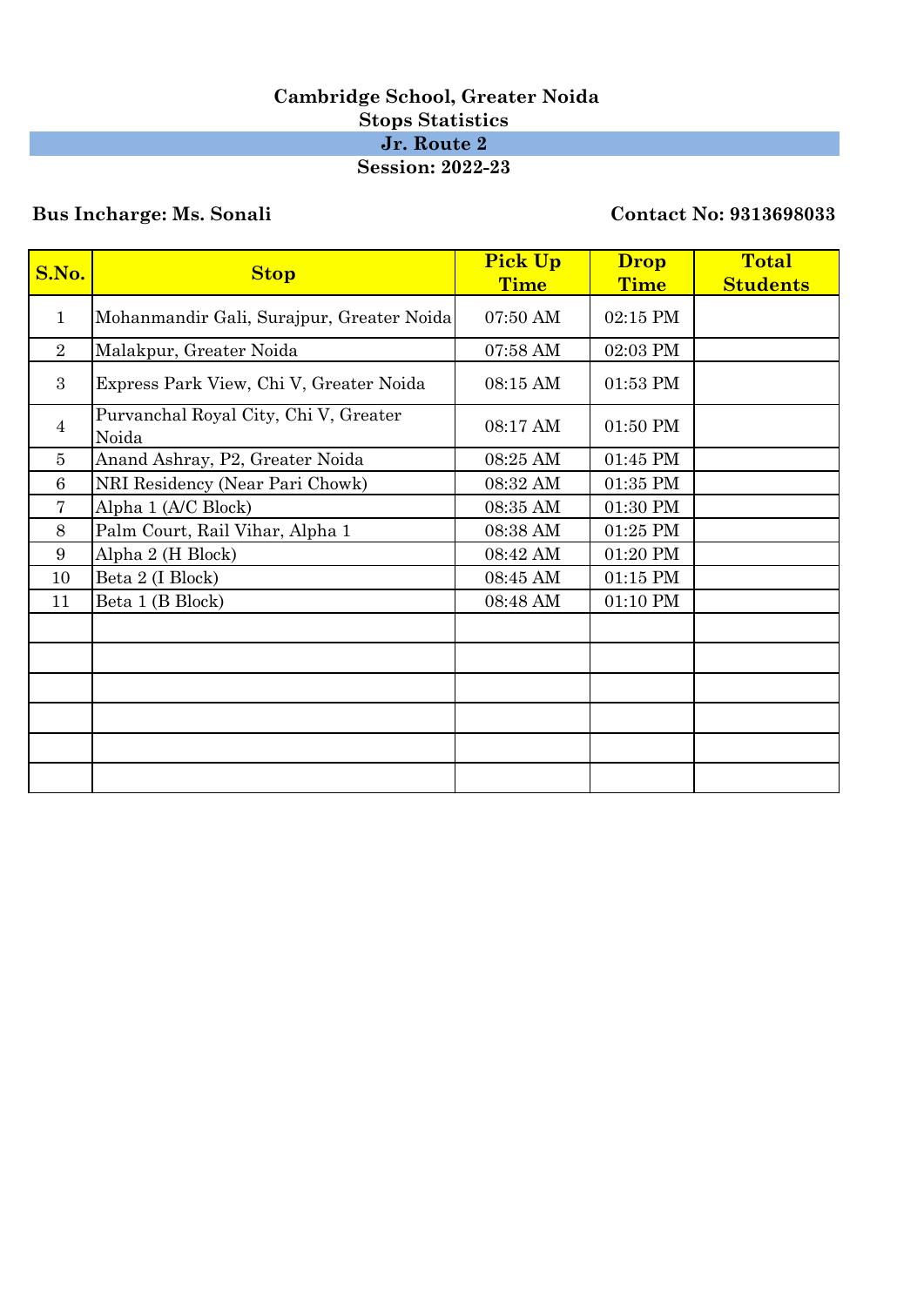**Cambridge School, Greater Noida**

**Stops Statistics**

**Jr. Route 2**

**Session: 2022-23**

**Bus Incharge: Ms. Sonali** **Contact No: 9313698033**

| S.No. | Stop | Pick Up Time | Drop Time | Total Students |
|---|---|---|---|---|
| 1 | Mohanmandir Gali, Surajpur, Greater Noida | 07:50 AM | 02:15 PM | |
| 2 | Malakpur, Greater Noida | 07:58 AM | 02:03 PM | |
| 3 | Express Park View, Chi V, Greater Noida | 08:15 AM | 01:53 PM | |
| 4 | Purvanchal Royal City, Chi V, Greater Noida | 08:17 AM | 01:50 PM | |
| 5 | Anand Ashray, P2, Greater Noida | 08:25 AM | 01:45 PM | |
| 6 | NRI Residency (Near Pari Chowk) | 08:32 AM | 01:35 PM | |
| 7 | Alpha 1 (A/C Block) | 08:35 AM | 01:30 PM | |
| 8 | Palm Court, Rail Vihar, Alpha 1 | 08:38 AM | 01:25 PM | |
| 9 | Alpha 2 (H Block) | 08:42 AM | 01:20 PM | |
| 10 | Beta 2 (I Block) | 08:45 AM | 01:15 PM | |
| 11 | Beta 1 (B Block) | 08:48 AM | 01:10 PM | |
| | | | | |
| | | | | |
| | | | | |
| | | | | |
| | | | | |
| | | | | |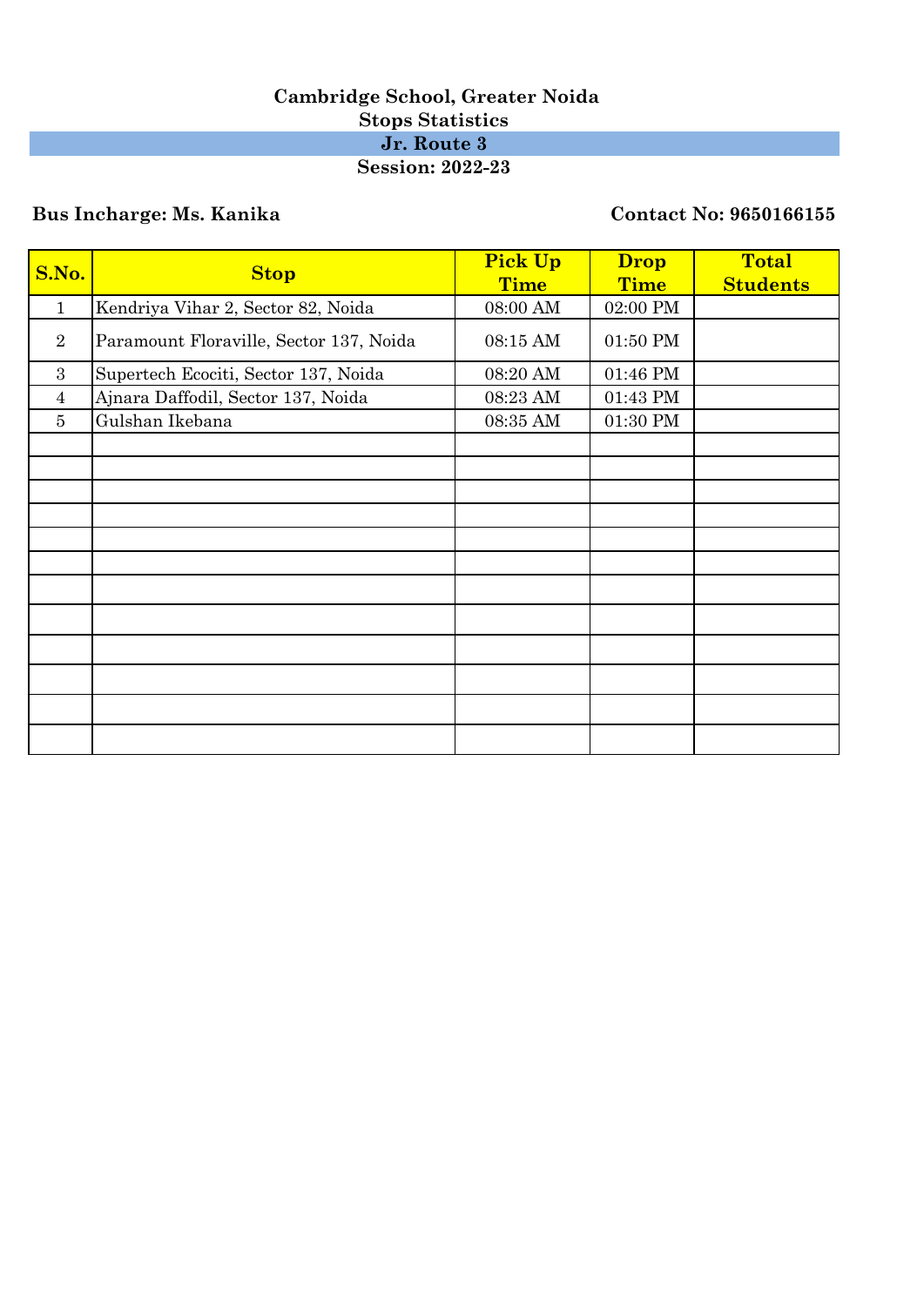# Cambridge School, Greater Noida

## Stops Statistics

## Jr. Route 3

## Session: 2022-23

**Bus Incharge: Ms. Kanika** **Contact No: 9650166155**

| S.No. | Stop | Pick Up Time | Drop Time | Total Students |
|---|---|---|---|---|
| 1 | Kendriya Vihar 2, Sector 82, Noida | 08:00 AM | 02:00 PM | |
| 2 | Paramount Floraville, Sector 137, Noida | 08:15 AM | 01:50 PM | |
| 3 | Supertech Ecociti, Sector 137, Noida | 08:20 AM | 01:46 PM | |
| 4 | Ajnara Daffodil, Sector 137, Noida | 08:23 AM | 01:43 PM | |
| 5 | Gulshan Ikebana | 08:35 AM | 01:30 PM | |
| | | | | |
| | | | | |
| | | | | |
| | | | | |
| | | | | |
| | | | | |
| | | | | |
| | | | | |
| | | | | |
| | | | | |
| | | | | |
| | | | | |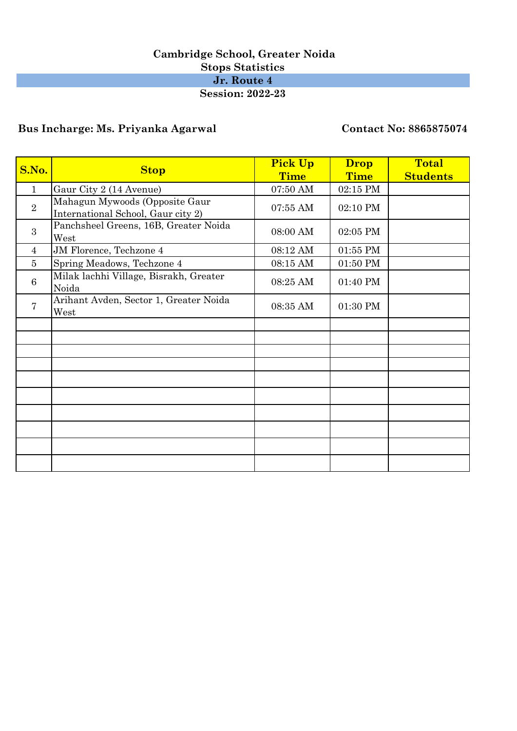**Cambridge School, Greater Noida**

**Stops Statistics**

**Jr. Route 4**

**Session: 2022-23**

**Bus Incharge: Ms. Priyanka Agarwal** **Contact No: 8865875074**

| S.No. | Stop | Pick Up Time | Drop Time | Total Students |
|---|---|---|---|---|
| 1 | Gaur City 2 (14 Avenue) | 07:50 AM | 02:15 PM | |
| 2 | Mahagun Mywoods (Opposite Gaur International School, Gaur city 2) | 07:55 AM | 02:10 PM | |
| 3 | Panchsheel Greens, 16B, Greater Noida West | 08:00 AM | 02:05 PM | |
| 4 | JM Florence, Techzone 4 | 08:12 AM | 01:55 PM | |
| 5 | Spring Meadows, Techzone 4 | 08:15 AM | 01:50 PM | |
| 6 | Milak lachhi Village, Bisrakh, Greater Noida | 08:25 AM | 01:40 PM | |
| 7 | Arihant Avden, Sector 1, Greater Noida West | 08:35 AM | 01:30 PM | |
| | | | | |
| | | | | |
| | | | | |
| | | | | |
| | | | | |
| | | | | |
| | | | | |
| | | | | |
| | | | | |
| | | | | |